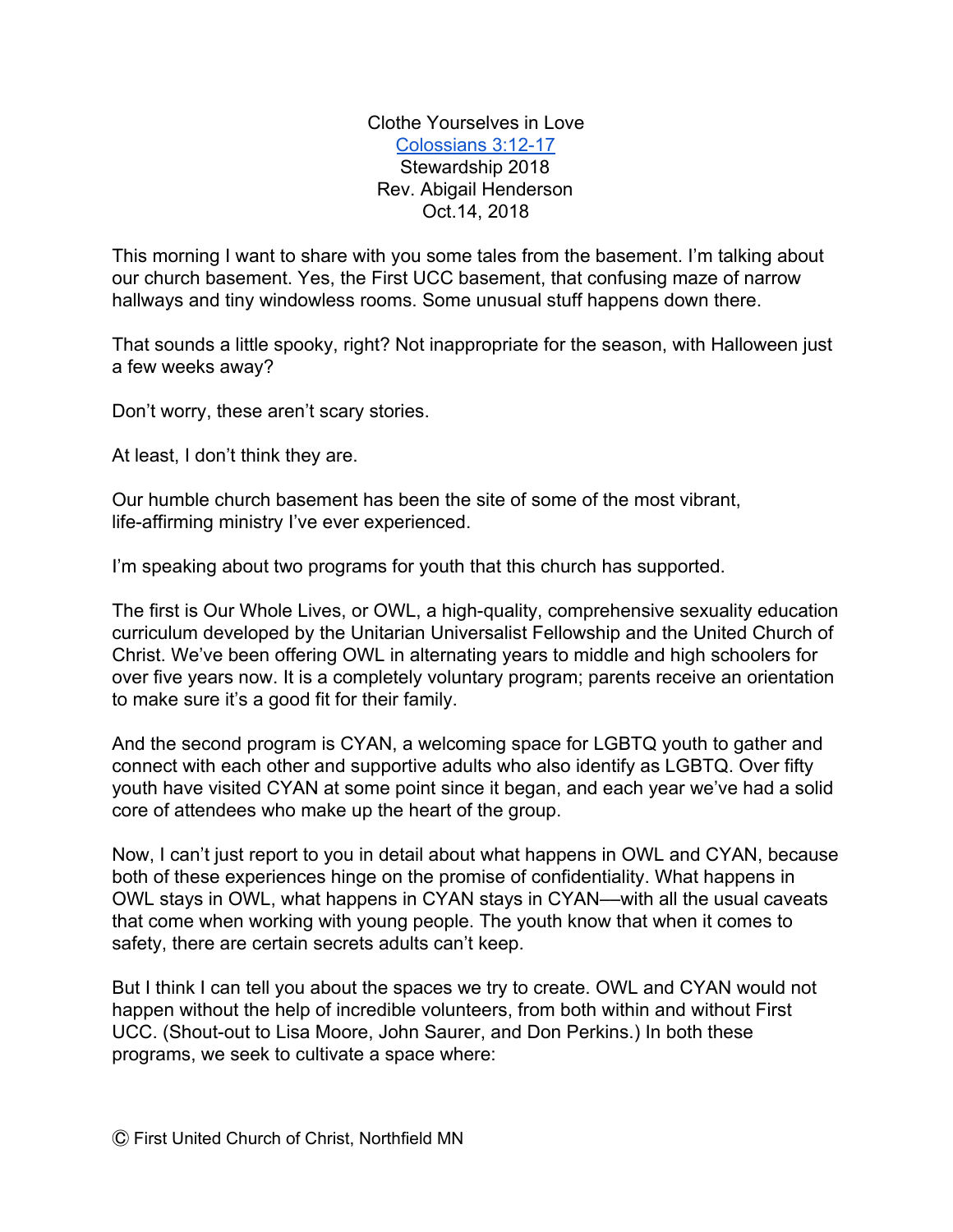Clothe Yourselves in Love
[Colossians 3:12-17]
Stewardship 2018
Rev. Abigail Henderson
Oct.14, 2018

This morning I want to share with you some tales from the basement. I'm talking about our church basement. Yes, the First UCC basement, that confusing maze of narrow hallways and tiny windowless rooms. Some unusual stuff happens down there.

That sounds a little spooky, right? Not inappropriate for the season, with Halloween just a few weeks away?

Don't worry, these aren't scary stories.

At least, I don't think they are.

Our humble church basement has been the site of some of the most vibrant, life-affirming ministry I've ever experienced.

I'm speaking about two programs for youth that this church has supported.

The first is Our Whole Lives, or OWL, a high-quality, comprehensive sexuality education curriculum developed by the Unitarian Universalist Fellowship and the United Church of Christ. We've been offering OWL in alternating years to middle and high schoolers for over five years now. It is a completely voluntary program; parents receive an orientation to make sure it's a good fit for their family.

And the second program is CYAN, a welcoming space for LGBTQ youth to gather and connect with each other and supportive adults who also identify as LGBTQ. Over fifty youth have visited CYAN at some point since it began, and each year we've had a solid core of attendees who make up the heart of the group.

Now, I can't just report to you in detail about what happens in OWL and CYAN, because both of these experiences hinge on the promise of confidentiality. What happens in OWL stays in OWL, what happens in CYAN stays in CYAN—with all the usual caveats that come when working with young people. The youth know that when it comes to safety, there are certain secrets adults can't keep.

But I think I can tell you about the spaces we try to create. OWL and CYAN would not happen without the help of incredible volunteers, from both within and without First UCC. (Shout-out to Lisa Moore, John Saurer, and Don Perkins.) In both these programs, we seek to cultivate a space where:

Ⓒ First United Church of Christ, Northfield MN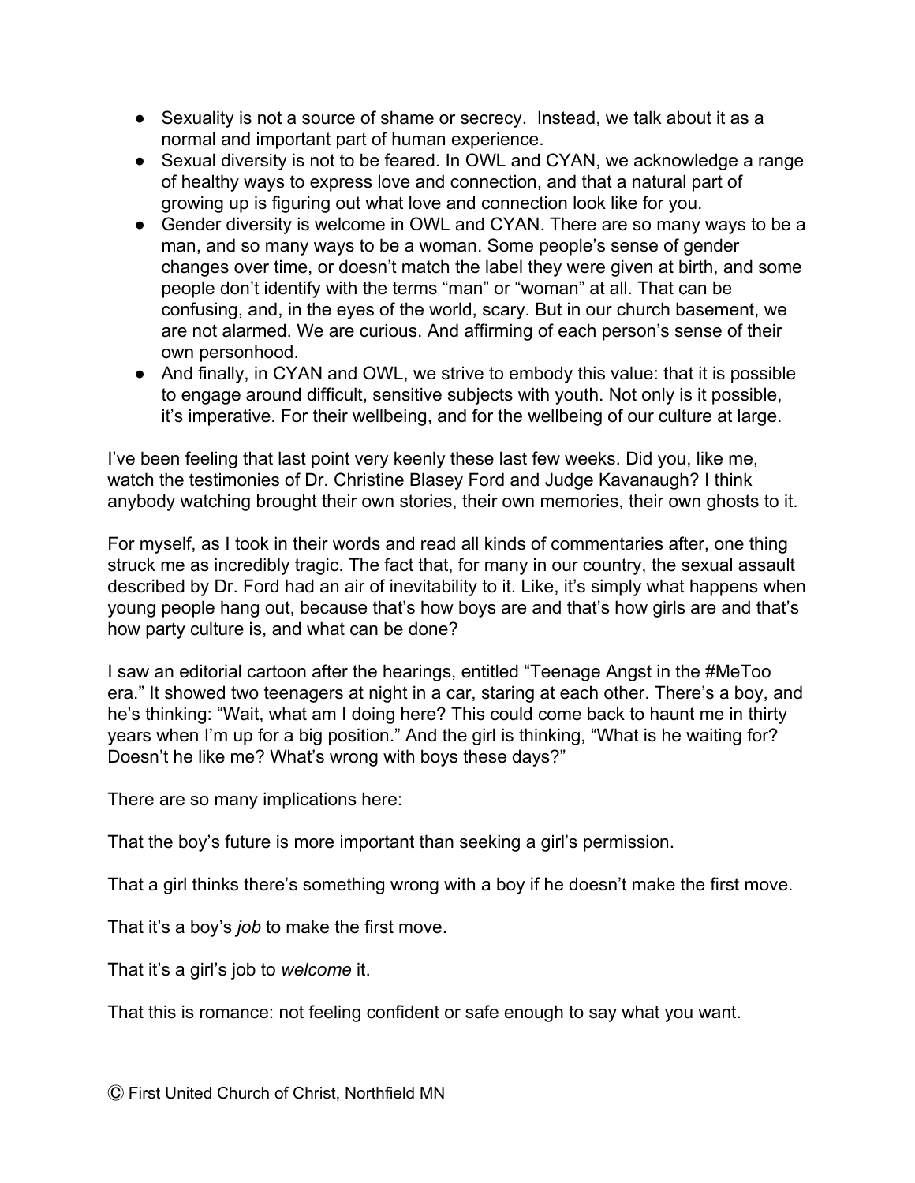- Sexuality is not a source of shame or secrecy.  Instead, we talk about it as a normal and important part of human experience.
- Sexual diversity is not to be feared. In OWL and CYAN, we acknowledge a range of healthy ways to express love and connection, and that a natural part of growing up is figuring out what love and connection look like for you.
- Gender diversity is welcome in OWL and CYAN. There are so many ways to be a man, and so many ways to be a woman. Some people's sense of gender changes over time, or doesn't match the label they were given at birth, and some people don't identify with the terms "man" or "woman" at all. That can be confusing, and, in the eyes of the world, scary. But in our church basement, we are not alarmed. We are curious. And affirming of each person's sense of their own personhood.
- And finally, in CYAN and OWL, we strive to embody this value: that it is possible to engage around difficult, sensitive subjects with youth. Not only is it possible, it's imperative. For their wellbeing, and for the wellbeing of our culture at large.

I've been feeling that last point very keenly these last few weeks. Did you, like me, watch the testimonies of Dr. Christine Blasey Ford and Judge Kavanaugh? I think anybody watching brought their own stories, their own memories, their own ghosts to it.

For myself, as I took in their words and read all kinds of commentaries after, one thing struck me as incredibly tragic. The fact that, for many in our country, the sexual assault described by Dr. Ford had an air of inevitability to it. Like, it's simply what happens when young people hang out, because that's how boys are and that's how girls are and that's how party culture is, and what can be done?

I saw an editorial cartoon after the hearings, entitled "Teenage Angst in the #MeToo era." It showed two teenagers at night in a car, staring at each other. There's a boy, and he's thinking: "Wait, what am I doing here? This could come back to haunt me in thirty years when I'm up for a big position." And the girl is thinking, "What is he waiting for? Doesn't he like me? What's wrong with boys these days?"

There are so many implications here:

That the boy's future is more important than seeking a girl's permission.

That a girl thinks there's something wrong with a boy if he doesn't make the first move.

That it's a boy's *job* to make the first move.

That it's a girl's job to *welcome* it.

That this is romance: not feeling confident or safe enough to say what you want.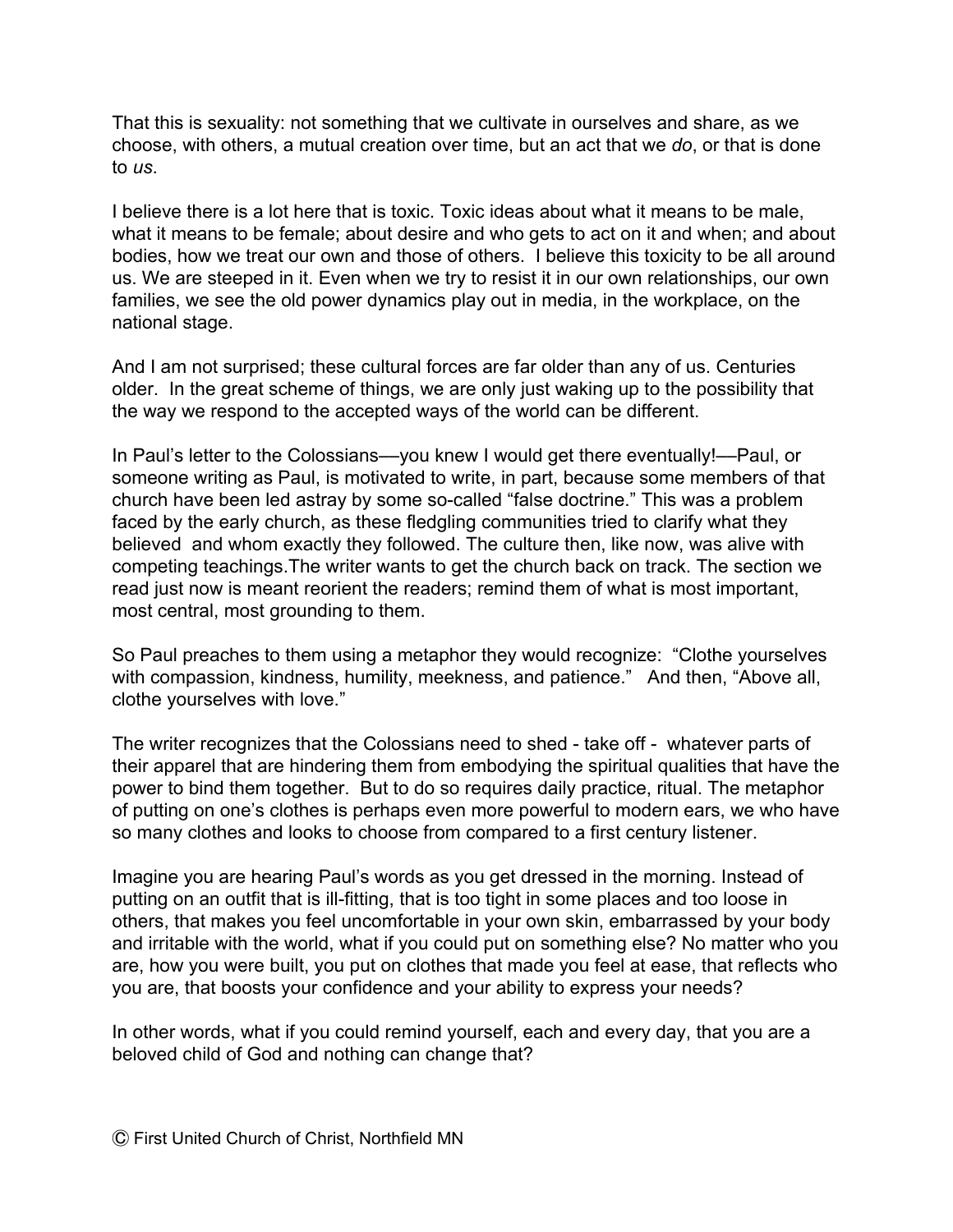That this is sexuality: not something that we cultivate in ourselves and share, as we choose, with others, a mutual creation over time, but an act that we *do*, or that is done to *us*.

I believe there is a lot here that is toxic. Toxic ideas about what it means to be male, what it means to be female; about desire and who gets to act on it and when; and about bodies, how we treat our own and those of others.  I believe this toxicity to be all around us. We are steeped in it. Even when we try to resist it in our own relationships, our own families, we see the old power dynamics play out in media, in the workplace, on the national stage.

And I am not surprised; these cultural forces are far older than any of us. Centuries older.  In the great scheme of things, we are only just waking up to the possibility that the way we respond to the accepted ways of the world can be different.

In Paul's letter to the Colossians—you knew I would get there eventually!—Paul, or someone writing as Paul, is motivated to write, in part, because some members of that church have been led astray by some so-called "false doctrine." This was a problem faced by the early church, as these fledgling communities tried to clarify what they believed  and whom exactly they followed. The culture then, like now, was alive with competing teachings.The writer wants to get the church back on track. The section we read just now is meant reorient the readers; remind them of what is most important, most central, most grounding to them.

So Paul preaches to them using a metaphor they would recognize:  "Clothe yourselves with compassion, kindness, humility, meekness, and patience."   And then, "Above all, clothe yourselves with love."

The writer recognizes that the Colossians need to shed - take off -  whatever parts of their apparel that are hindering them from embodying the spiritual qualities that have the power to bind them together.  But to do so requires daily practice, ritual. The metaphor of putting on one's clothes is perhaps even more powerful to modern ears, we who have so many clothes and looks to choose from compared to a first century listener.

Imagine you are hearing Paul's words as you get dressed in the morning. Instead of putting on an outfit that is ill-fitting, that is too tight in some places and too loose in others, that makes you feel uncomfortable in your own skin, embarrassed by your body and irritable with the world, what if you could put on something else? No matter who you are, how you were built, you put on clothes that made you feel at ease, that reflects who you are, that boosts your confidence and your ability to express your needs?

In other words, what if you could remind yourself, each and every day, that you are a beloved child of God and nothing can change that?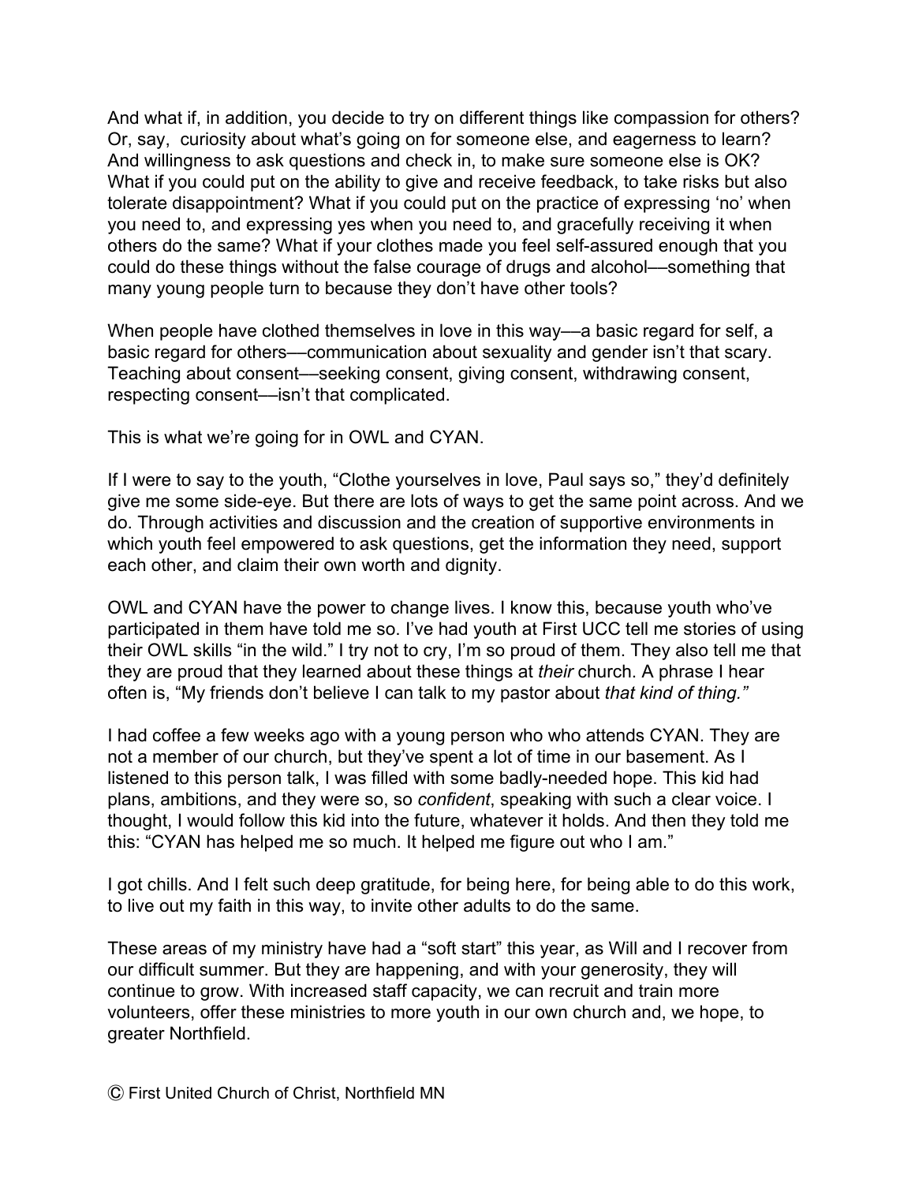And what if, in addition, you decide to try on different things like compassion for others? Or, say, curiosity about what's going on for someone else, and eagerness to learn? And willingness to ask questions and check in, to make sure someone else is OK? What if you could put on the ability to give and receive feedback, to take risks but also tolerate disappointment? What if you could put on the practice of expressing 'no' when you need to, and expressing yes when you need to, and gracefully receiving it when others do the same? What if your clothes made you feel self-assured enough that you could do these things without the false courage of drugs and alcohol—something that many young people turn to because they don't have other tools?

When people have clothed themselves in love in this way—a basic regard for self, a basic regard for others—communication about sexuality and gender isn't that scary. Teaching about consent—seeking consent, giving consent, withdrawing consent, respecting consent—isn't that complicated.

This is what we're going for in OWL and CYAN.

If I were to say to the youth, "Clothe yourselves in love, Paul says so," they'd definitely give me some side-eye. But there are lots of ways to get the same point across. And we do. Through activities and discussion and the creation of supportive environments in which youth feel empowered to ask questions, get the information they need, support each other, and claim their own worth and dignity.

OWL and CYAN have the power to change lives. I know this, because youth who've participated in them have told me so. I've had youth at First UCC tell me stories of using their OWL skills "in the wild." I try not to cry, I'm so proud of them. They also tell me that they are proud that they learned about these things at *their* church. A phrase I hear often is, "My friends don't believe I can talk to my pastor about *that kind of thing.*"

I had coffee a few weeks ago with a young person who who attends CYAN. They are not a member of our church, but they've spent a lot of time in our basement. As I listened to this person talk, I was filled with some badly-needed hope. This kid had plans, ambitions, and they were so, so *confident*, speaking with such a clear voice. I thought, I would follow this kid into the future, whatever it holds. And then they told me this: "CYAN has helped me so much. It helped me figure out who I am."

I got chills. And I felt such deep gratitude, for being here, for being able to do this work, to live out my faith in this way, to invite other adults to do the same.

These areas of my ministry have had a "soft start" this year, as Will and I recover from our difficult summer. But they are happening, and with your generosity, they will continue to grow. With increased staff capacity, we can recruit and train more volunteers, offer these ministries to more youth in our own church and, we hope, to greater Northfield.

Ⓒ First United Church of Christ, Northfield MN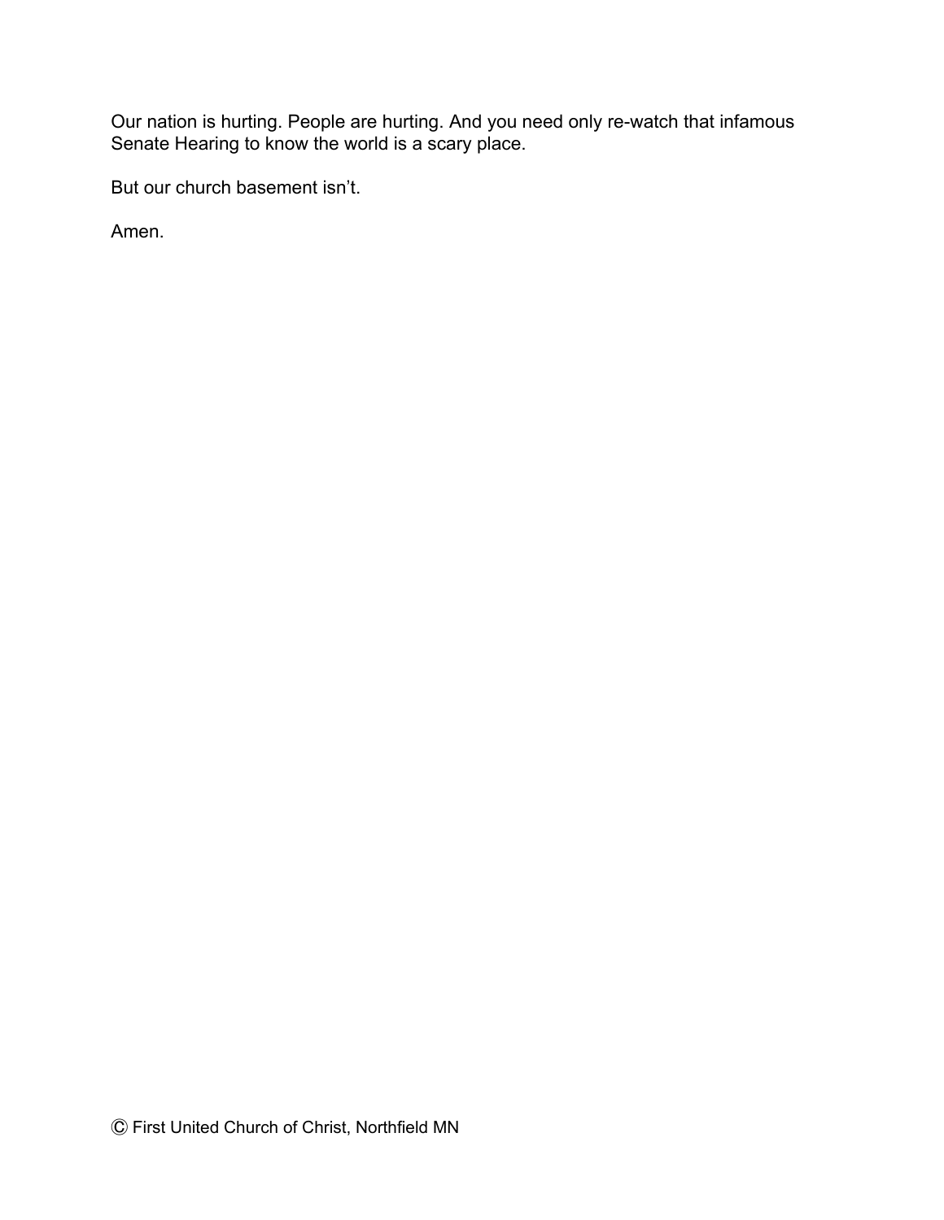Our nation is hurting. People are hurting. And you need only re-watch that infamous Senate Hearing to know the world is a scary place.

But our church basement isn't.

Amen.

Ⓒ First United Church of Christ, Northfield MN